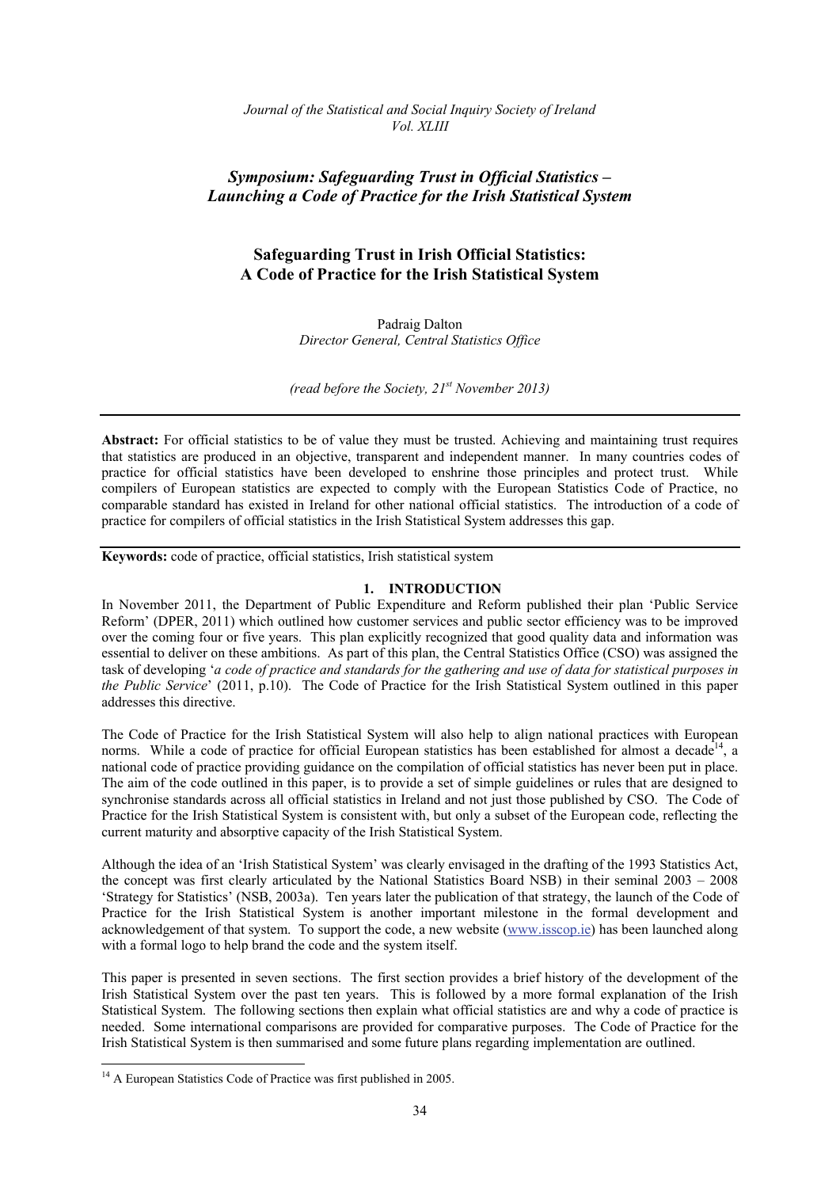*Journal of the Statistical and Social Inquiry Society of Ireland*
*Vol. XLIII*

## *Symposium: Safeguarding Trust in Official Statistics – Launching a Code of Practice for the Irish Statistical System*

# Safeguarding Trust in Irish Official Statistics: A Code of Practice for the Irish Statistical System

Padraig Dalton
*Director General, Central Statistics Office*

*(read before the Society, 21st November 2013)*

---

**Abstract:** For official statistics to be of value they must be trusted. Achieving and maintaining trust requires that statistics are produced in an objective, transparent and independent manner. In many countries codes of practice for official statistics have been developed to enshrine those principles and protect trust. While compilers of European statistics are expected to comply with the European Statistics Code of Practice, no comparable standard has existed in Ireland for other national official statistics. The introduction of a code of practice for compilers of official statistics in the Irish Statistical System addresses this gap.

---

**Keywords:** code of practice, official statistics, Irish statistical system

## 1. INTRODUCTION

In November 2011, the Department of Public Expenditure and Reform published their plan 'Public Service Reform' (DPER, 2011) which outlined how customer services and public sector efficiency was to be improved over the coming four or five years. This plan explicitly recognized that good quality data and information was essential to deliver on these ambitions. As part of this plan, the Central Statistics Office (CSO) was assigned the task of developing '*a code of practice and standards for the gathering and use of data for statistical purposes in the Public Service*' (2011, p.10). The Code of Practice for the Irish Statistical System outlined in this paper addresses this directive.

The Code of Practice for the Irish Statistical System will also help to align national practices with European norms. While a code of practice for official European statistics has been established for almost a decade[14], a national code of practice providing guidance on the compilation of official statistics has never been put in place. The aim of the code outlined in this paper, is to provide a set of simple guidelines or rules that are designed to synchronise standards across all official statistics in Ireland and not just those published by CSO. The Code of Practice for the Irish Statistical System is consistent with, but only a subset of the European code, reflecting the current maturity and absorptive capacity of the Irish Statistical System.

Although the idea of an 'Irish Statistical System' was clearly envisaged in the drafting of the 1993 Statistics Act, the concept was first clearly articulated by the National Statistics Board NSB) in their seminal 2003 – 2008 'Strategy for Statistics' (NSB, 2003a). Ten years later the publication of that strategy, the launch of the Code of Practice for the Irish Statistical System is another important milestone in the formal development and acknowledgement of that system. To support the code, a new website (www.isscop.ie) has been launched along with a formal logo to help brand the code and the system itself.

This paper is presented in seven sections. The first section provides a brief history of the development of the Irish Statistical System over the past ten years. This is followed by a more formal explanation of the Irish Statistical System. The following sections then explain what official statistics are and why a code of practice is needed. Some international comparisons are provided for comparative purposes. The Code of Practice for the Irish Statistical System is then summarised and some future plans regarding implementation are outlined.

---

[14] A European Statistics Code of Practice was first published in 2005.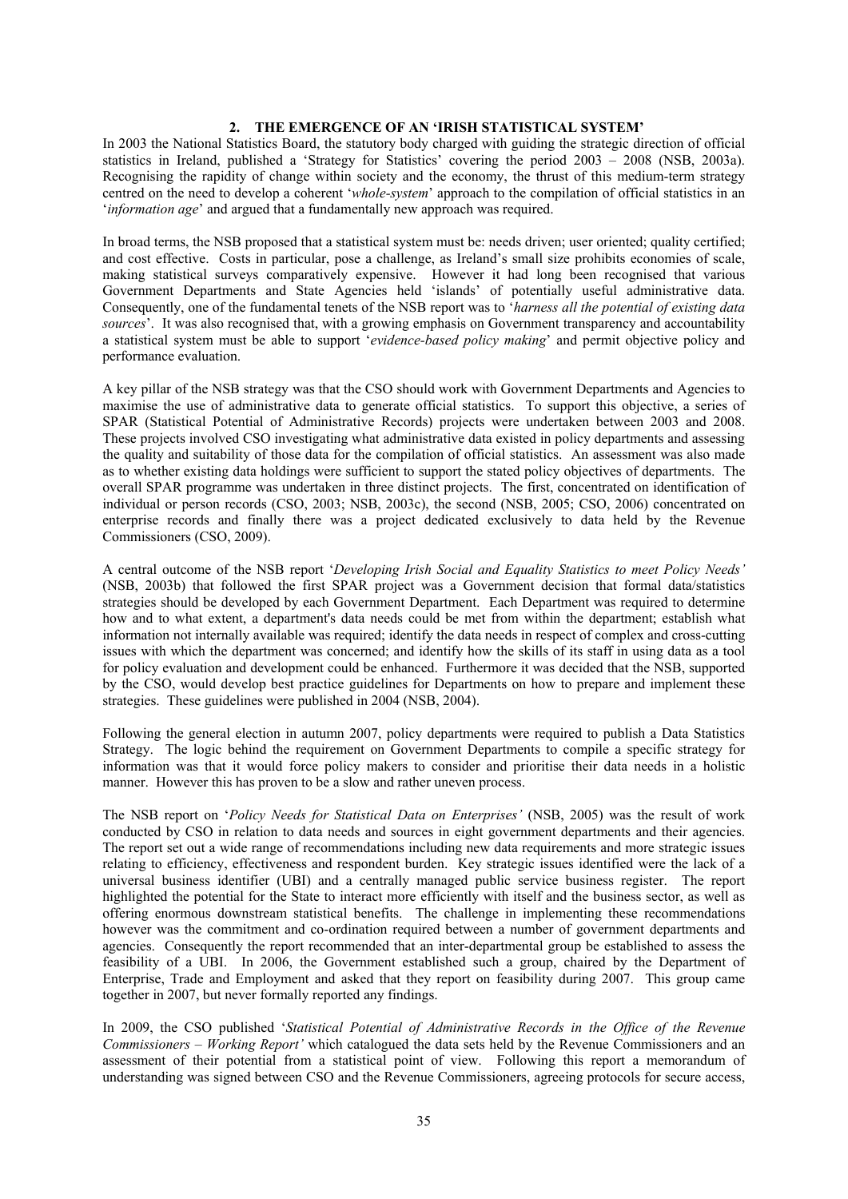## 2. THE EMERGENCE OF AN 'IRISH STATISTICAL SYSTEM'

In 2003 the National Statistics Board, the statutory body charged with guiding the strategic direction of official statistics in Ireland, published a 'Strategy for Statistics' covering the period 2003 – 2008 (NSB, 2003a). Recognising the rapidity of change within society and the economy, the thrust of this medium-term strategy centred on the need to develop a coherent '*whole-system*' approach to the compilation of official statistics in an '*information age*' and argued that a fundamentally new approach was required.

In broad terms, the NSB proposed that a statistical system must be: needs driven; user oriented; quality certified; and cost effective. Costs in particular, pose a challenge, as Ireland's small size prohibits economies of scale, making statistical surveys comparatively expensive. However it had long been recognised that various Government Departments and State Agencies held 'islands' of potentially useful administrative data. Consequently, one of the fundamental tenets of the NSB report was to '*harness all the potential of existing data sources*'. It was also recognised that, with a growing emphasis on Government transparency and accountability a statistical system must be able to support '*evidence-based policy making*' and permit objective policy and performance evaluation.

A key pillar of the NSB strategy was that the CSO should work with Government Departments and Agencies to maximise the use of administrative data to generate official statistics. To support this objective, a series of SPAR (Statistical Potential of Administrative Records) projects were undertaken between 2003 and 2008. These projects involved CSO investigating what administrative data existed in policy departments and assessing the quality and suitability of those data for the compilation of official statistics. An assessment was also made as to whether existing data holdings were sufficient to support the stated policy objectives of departments. The overall SPAR programme was undertaken in three distinct projects. The first, concentrated on identification of individual or person records (CSO, 2003; NSB, 2003c), the second (NSB, 2005; CSO, 2006) concentrated on enterprise records and finally there was a project dedicated exclusively to data held by the Revenue Commissioners (CSO, 2009).

A central outcome of the NSB report '*Developing Irish Social and Equality Statistics to meet Policy Needs'* (NSB, 2003b) that followed the first SPAR project was a Government decision that formal data/statistics strategies should be developed by each Government Department. Each Department was required to determine how and to what extent, a department's data needs could be met from within the department; establish what information not internally available was required; identify the data needs in respect of complex and cross-cutting issues with which the department was concerned; and identify how the skills of its staff in using data as a tool for policy evaluation and development could be enhanced. Furthermore it was decided that the NSB, supported by the CSO, would develop best practice guidelines for Departments on how to prepare and implement these strategies. These guidelines were published in 2004 (NSB, 2004).

Following the general election in autumn 2007, policy departments were required to publish a Data Statistics Strategy. The logic behind the requirement on Government Departments to compile a specific strategy for information was that it would force policy makers to consider and prioritise their data needs in a holistic manner. However this has proven to be a slow and rather uneven process.

The NSB report on '*Policy Needs for Statistical Data on Enterprises'* (NSB, 2005) was the result of work conducted by CSO in relation to data needs and sources in eight government departments and their agencies. The report set out a wide range of recommendations including new data requirements and more strategic issues relating to efficiency, effectiveness and respondent burden. Key strategic issues identified were the lack of a universal business identifier (UBI) and a centrally managed public service business register. The report highlighted the potential for the State to interact more efficiently with itself and the business sector, as well as offering enormous downstream statistical benefits. The challenge in implementing these recommendations however was the commitment and co-ordination required between a number of government departments and agencies. Consequently the report recommended that an inter-departmental group be established to assess the feasibility of a UBI. In 2006, the Government established such a group, chaired by the Department of Enterprise, Trade and Employment and asked that they report on feasibility during 2007. This group came together in 2007, but never formally reported any findings.

In 2009, the CSO published '*Statistical Potential of Administrative Records in the Office of the Revenue Commissioners – Working Report'* which catalogued the data sets held by the Revenue Commissioners and an assessment of their potential from a statistical point of view. Following this report a memorandum of understanding was signed between CSO and the Revenue Commissioners, agreeing protocols for secure access,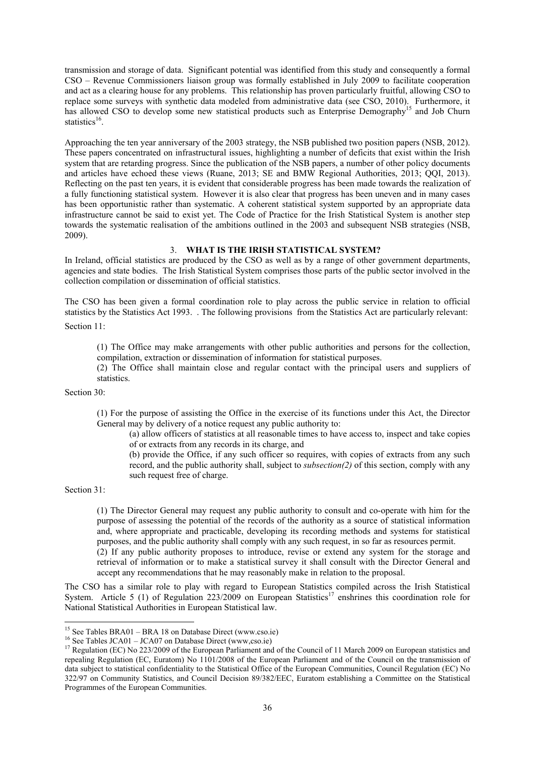transmission and storage of data. Significant potential was identified from this study and consequently a formal CSO – Revenue Commissioners liaison group was formally established in July 2009 to facilitate cooperation and act as a clearing house for any problems. This relationship has proven particularly fruitful, allowing CSO to replace some surveys with synthetic data modeled from administrative data (see CSO, 2010). Furthermore, it has allowed CSO to develop some new statistical products such as Enterprise Demography[15] and Job Churn statistics[16].

Approaching the ten year anniversary of the 2003 strategy, the NSB published two position papers (NSB, 2012). These papers concentrated on infrastructural issues, highlighting a number of deficits that exist within the Irish system that are retarding progress. Since the publication of the NSB papers, a number of other policy documents and articles have echoed these views (Ruane, 2013; SE and BMW Regional Authorities, 2013; QQI, 2013). Reflecting on the past ten years, it is evident that considerable progress has been made towards the realization of a fully functioning statistical system. However it is also clear that progress has been uneven and in many cases has been opportunistic rather than systematic. A coherent statistical system supported by an appropriate data infrastructure cannot be said to exist yet. The Code of Practice for the Irish Statistical System is another step towards the systematic realisation of the ambitions outlined in the 2003 and subsequent NSB strategies (NSB, 2009).

## 3. WHAT IS THE IRISH STATISTICAL SYSTEM?

In Ireland, official statistics are produced by the CSO as well as by a range of other government departments, agencies and state bodies. The Irish Statistical System comprises those parts of the public sector involved in the collection compilation or dissemination of official statistics.

The CSO has been given a formal coordination role to play across the public service in relation to official statistics by the Statistics Act 1993. . The following provisions from the Statistics Act are particularly relevant:

Section 11:

> (1) The Office may make arrangements with other public authorities and persons for the collection, compilation, extraction or dissemination of information for statistical purposes.
>
> (2) The Office shall maintain close and regular contact with the principal users and suppliers of statistics.

Section 30:

> (1) For the purpose of assisting the Office in the exercise of its functions under this Act, the Director General may by delivery of a notice request any public authority to:
>
> (a) allow officers of statistics at all reasonable times to have access to, inspect and take copies of or extracts from any records in its charge, and
>
> (b) provide the Office, if any such officer so requires, with copies of extracts from any such record, and the public authority shall, subject to *subsection(2)* of this section, comply with any such request free of charge.

Section 31:

> (1) The Director General may request any public authority to consult and co-operate with him for the purpose of assessing the potential of the records of the authority as a source of statistical information and, where appropriate and practicable, developing its recording methods and systems for statistical purposes, and the public authority shall comply with any such request, in so far as resources permit.
>
> (2) If any public authority proposes to introduce, revise or extend any system for the storage and retrieval of information or to make a statistical survey it shall consult with the Director General and accept any recommendations that he may reasonably make in relation to the proposal.

The CSO has a similar role to play with regard to European Statistics compiled across the Irish Statistical System. Article 5 (1) of Regulation 223/2009 on European Statistics[17] enshrines this coordination role for National Statistical Authorities in European Statistical law.

---

[15] See Tables BRA01 – BRA 18 on Database Direct (www.cso.ie)

[16] See Tables JCA01 – JCA07 on Database Direct (www,cso.ie)

[17] Regulation (EC) No 223/2009 of the European Parliament and of the Council of 11 March 2009 on European statistics and repealing Regulation (EC, Euratom) No 1101/2008 of the European Parliament and of the Council on the transmission of data subject to statistical confidentiality to the Statistical Office of the European Communities, Council Regulation (EC) No 322/97 on Community Statistics, and Council Decision 89/382/EEC, Euratom establishing a Committee on the Statistical Programmes of the European Communities.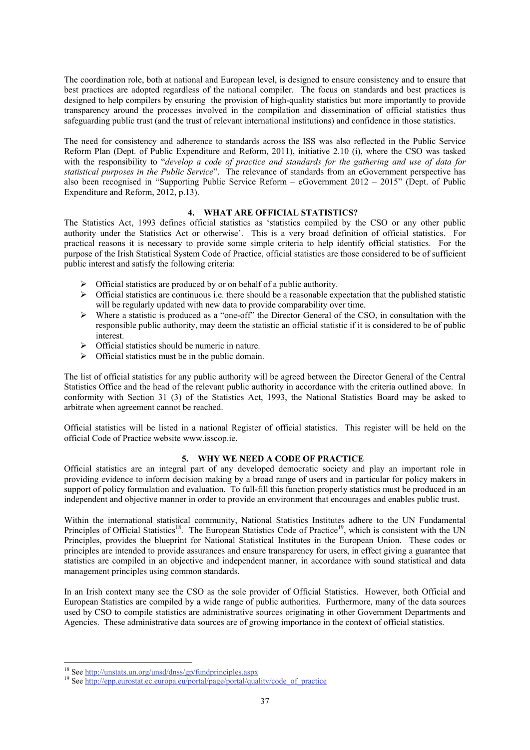The coordination role, both at national and European level, is designed to ensure consistency and to ensure that best practices are adopted regardless of the national compiler. The focus on standards and best practices is designed to help compilers by ensuring the provision of high-quality statistics but more importantly to provide transparency around the processes involved in the compilation and dissemination of official statistics thus safeguarding public trust (and the trust of relevant international institutions) and confidence in those statistics.

The need for consistency and adherence to standards across the ISS was also reflected in the Public Service Reform Plan (Dept. of Public Expenditure and Reform, 2011), initiative 2.10 (i), where the CSO was tasked with the responsibility to "*develop a code of practice and standards for the gathering and use of data for statistical purposes in the Public Service*". The relevance of standards from an eGovernment perspective has also been recognised in "Supporting Public Service Reform – eGovernment 2012 – 2015" (Dept. of Public Expenditure and Reform, 2012, p.13).

## 4. WHAT ARE OFFICIAL STATISTICS?

The Statistics Act, 1993 defines official statistics as 'statistics compiled by the CSO or any other public authority under the Statistics Act or otherwise'. This is a very broad definition of official statistics. For practical reasons it is necessary to provide some simple criteria to help identify official statistics. For the purpose of the Irish Statistical System Code of Practice, official statistics are those considered to be of sufficient public interest and satisfy the following criteria:

- Official statistics are produced by or on behalf of a public authority.
- Official statistics are continuous i.e. there should be a reasonable expectation that the published statistic will be regularly updated with new data to provide comparability over time.
- Where a statistic is produced as a "one-off" the Director General of the CSO, in consultation with the responsible public authority, may deem the statistic an official statistic if it is considered to be of public interest.
- Official statistics should be numeric in nature.
- Official statistics must be in the public domain.

The list of official statistics for any public authority will be agreed between the Director General of the Central Statistics Office and the head of the relevant public authority in accordance with the criteria outlined above. In conformity with Section 31 (3) of the Statistics Act, 1993, the National Statistics Board may be asked to arbitrate when agreement cannot be reached.

Official statistics will be listed in a national Register of official statistics. This register will be held on the official Code of Practice website www.isscop.ie.

## 5. WHY WE NEED A CODE OF PRACTICE

Official statistics are an integral part of any developed democratic society and play an important role in providing evidence to inform decision making by a broad range of users and in particular for policy makers in support of policy formulation and evaluation. To full-fill this function properly statistics must be produced in an independent and objective manner in order to provide an environment that encourages and enables public trust.

Within the international statistical community, National Statistics Institutes adhere to the UN Fundamental Principles of Official Statistics[18]. The European Statistics Code of Practice[19], which is consistent with the UN Principles, provides the blueprint for National Statistical Institutes in the European Union. These codes or principles are intended to provide assurances and ensure transparency for users, in effect giving a guarantee that statistics are compiled in an objective and independent manner, in accordance with sound statistical and data management principles using common standards.

In an Irish context many see the CSO as the sole provider of Official Statistics. However, both Official and European Statistics are compiled by a wide range of public authorities. Furthermore, many of the data sources used by CSO to compile statistics are administrative sources originating in other Government Departments and Agencies. These administrative data sources are of growing importance in the context of official statistics.

---

[18] See http://unstats.un.org/unsd/dnss/gp/fundprinciples.aspx

[19] See http://epp.eurostat.ec.europa.eu/portal/page/portal/quality/code_of_practice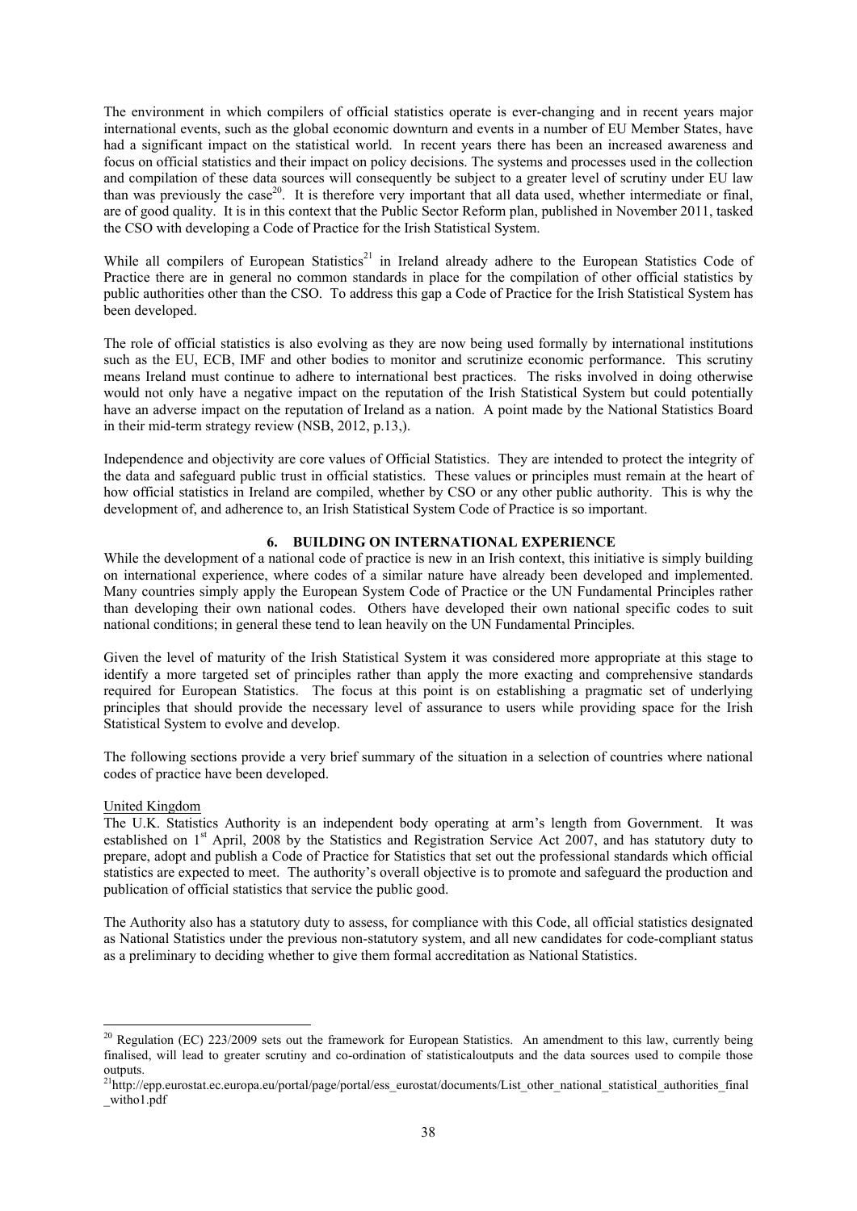The environment in which compilers of official statistics operate is ever-changing and in recent years major international events, such as the global economic downturn and events in a number of EU Member States, have had a significant impact on the statistical world. In recent years there has been an increased awareness and focus on official statistics and their impact on policy decisions. The systems and processes used in the collection and compilation of these data sources will consequently be subject to a greater level of scrutiny under EU law than was previously the case[20]. It is therefore very important that all data used, whether intermediate or final, are of good quality. It is in this context that the Public Sector Reform plan, published in November 2011, tasked the CSO with developing a Code of Practice for the Irish Statistical System.

While all compilers of European Statistics[21] in Ireland already adhere to the European Statistics Code of Practice there are in general no common standards in place for the compilation of other official statistics by public authorities other than the CSO. To address this gap a Code of Practice for the Irish Statistical System has been developed.

The role of official statistics is also evolving as they are now being used formally by international institutions such as the EU, ECB, IMF and other bodies to monitor and scrutinize economic performance. This scrutiny means Ireland must continue to adhere to international best practices. The risks involved in doing otherwise would not only have a negative impact on the reputation of the Irish Statistical System but could potentially have an adverse impact on the reputation of Ireland as a nation. A point made by the National Statistics Board in their mid-term strategy review (NSB, 2012, p.13,).

Independence and objectivity are core values of Official Statistics. They are intended to protect the integrity of the data and safeguard public trust in official statistics. These values or principles must remain at the heart of how official statistics in Ireland are compiled, whether by CSO or any other public authority. This is why the development of, and adherence to, an Irish Statistical System Code of Practice is so important.

## 6. BUILDING ON INTERNATIONAL EXPERIENCE

While the development of a national code of practice is new in an Irish context, this initiative is simply building on international experience, where codes of a similar nature have already been developed and implemented. Many countries simply apply the European System Code of Practice or the UN Fundamental Principles rather than developing their own national codes. Others have developed their own national specific codes to suit national conditions; in general these tend to lean heavily on the UN Fundamental Principles.

Given the level of maturity of the Irish Statistical System it was considered more appropriate at this stage to identify a more targeted set of principles rather than apply the more exacting and comprehensive standards required for European Statistics. The focus at this point is on establishing a pragmatic set of underlying principles that should provide the necessary level of assurance to users while providing space for the Irish Statistical System to evolve and develop.

The following sections provide a very brief summary of the situation in a selection of countries where national codes of practice have been developed.

### United Kingdom

The U.K. Statistics Authority is an independent body operating at arm's length from Government. It was established on 1st April, 2008 by the Statistics and Registration Service Act 2007, and has statutory duty to prepare, adopt and publish a Code of Practice for Statistics that set out the professional standards which official statistics are expected to meet. The authority's overall objective is to promote and safeguard the production and publication of official statistics that service the public good.

The Authority also has a statutory duty to assess, for compliance with this Code, all official statistics designated as National Statistics under the previous non-statutory system, and all new candidates for code-compliant status as a preliminary to deciding whether to give them formal accreditation as National Statistics.

---

[20] Regulation (EC) 223/2009 sets out the framework for European Statistics. An amendment to this law, currently being finalised, will lead to greater scrutiny and co-ordination of statisticaloutputs and the data sources used to compile those outputs.

[21] http://epp.eurostat.ec.europa.eu/portal/page/portal/ess_eurostat/documents/List_other_national_statistical_authorities_final_witho1.pdf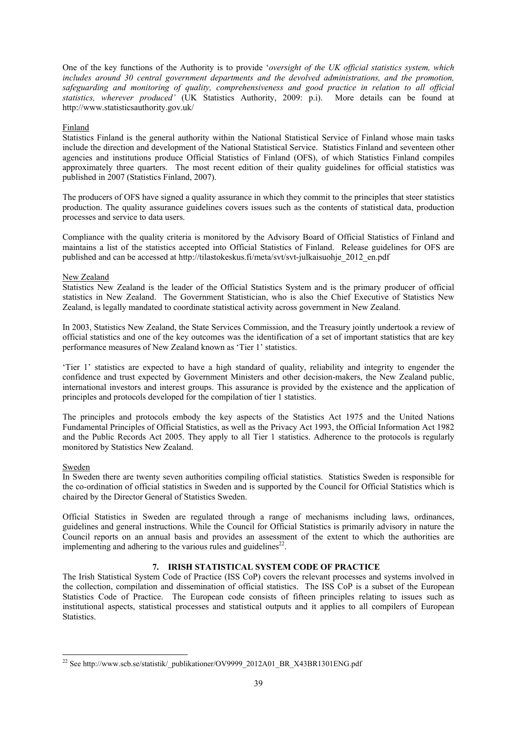One of the key functions of the Authority is to provide '*oversight of the UK official statistics system, which includes around 30 central government departments and the devolved administrations, and the promotion, safeguarding and monitoring of quality, comprehensiveness and good practice in relation to all official statistics, wherever produced'* (UK Statistics Authority, 2009: p.i). More details can be found at http://www.statisticsauthority.gov.uk/

Finland

Statistics Finland is the general authority within the National Statistical Service of Finland whose main tasks include the direction and development of the National Statistical Service. Statistics Finland and seventeen other agencies and institutions produce Official Statistics of Finland (OFS), of which Statistics Finland compiles approximately three quarters. The most recent edition of their quality guidelines for official statistics was published in 2007 (Statistics Finland, 2007).

The producers of OFS have signed a quality assurance in which they commit to the principles that steer statistics production. The quality assurance guidelines covers issues such as the contents of statistical data, production processes and service to data users.

Compliance with the quality criteria is monitored by the Advisory Board of Official Statistics of Finland and maintains a list of the statistics accepted into Official Statistics of Finland. Release guidelines for OFS are published and can be accessed at http://tilastokeskus.fi/meta/svt/svt-julkaisuohje_2012_en.pdf

New Zealand

Statistics New Zealand is the leader of the Official Statistics System and is the primary producer of official statistics in New Zealand. The Government Statistician, who is also the Chief Executive of Statistics New Zealand, is legally mandated to coordinate statistical activity across government in New Zealand.

In 2003, Statistics New Zealand, the State Services Commission, and the Treasury jointly undertook a review of official statistics and one of the key outcomes was the identification of a set of important statistics that are key performance measures of New Zealand known as 'Tier 1' statistics.

'Tier 1' statistics are expected to have a high standard of quality, reliability and integrity to engender the confidence and trust expected by Government Ministers and other decision-makers, the New Zealand public, international investors and interest groups. This assurance is provided by the existence and the application of principles and protocols developed for the compilation of tier 1 statistics.

The principles and protocols embody the key aspects of the Statistics Act 1975 and the United Nations Fundamental Principles of Official Statistics, as well as the Privacy Act 1993, the Official Information Act 1982 and the Public Records Act 2005. They apply to all Tier 1 statistics. Adherence to the protocols is regularly monitored by Statistics New Zealand.

Sweden

In Sweden there are twenty seven authorities compiling official statistics. Statistics Sweden is responsible for the co-ordination of official statistics in Sweden and is supported by the Council for Official Statistics which is chaired by the Director General of Statistics Sweden.

Official Statistics in Sweden are regulated through a range of mechanisms including laws, ordinances, guidelines and general instructions. While the Council for Official Statistics is primarily advisory in nature the Council reports on an annual basis and provides an assessment of the extent to which the authorities are implementing and adhering to the various rules and guidelines[22].

## 7. IRISH STATISTICAL SYSTEM CODE OF PRACTICE

The Irish Statistical System Code of Practice (ISS CoP) covers the relevant processes and systems involved in the collection, compilation and dissemination of official statistics. The ISS CoP is a subset of the European Statistics Code of Practice. The European code consists of fifteen principles relating to issues such as institutional aspects, statistical processes and statistical outputs and it applies to all compilers of European Statistics.

[22] See http://www.scb.se/statistik/_publikationer/OV9999_2012A01_BR_X43BR1301ENG.pdf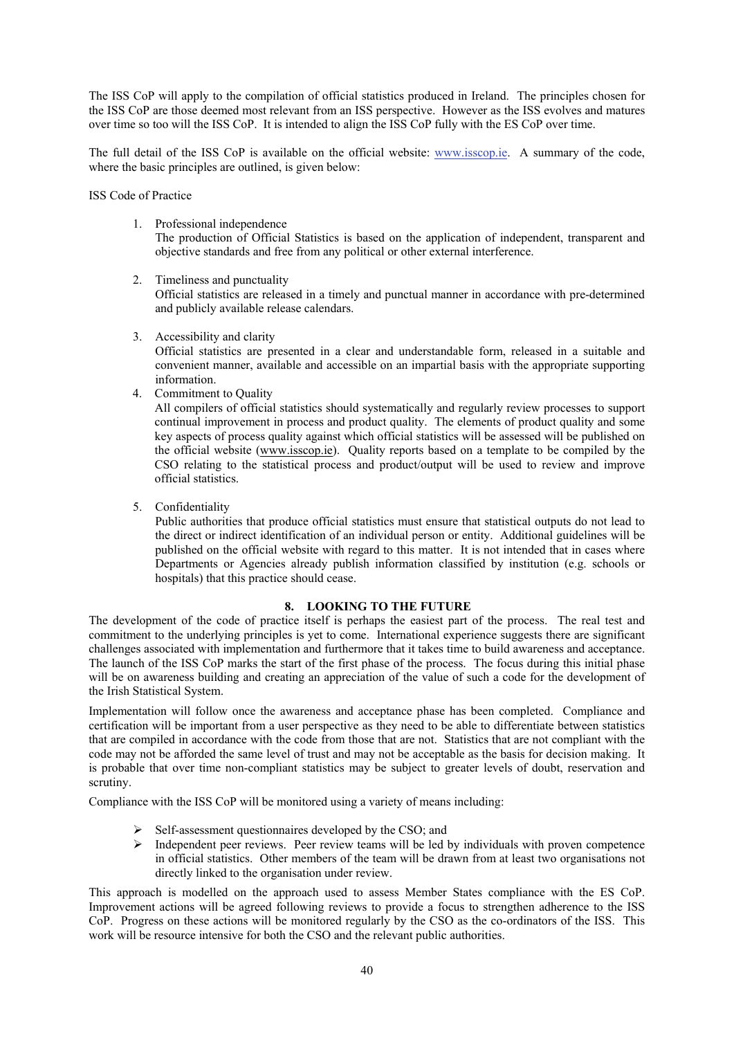The ISS CoP will apply to the compilation of official statistics produced in Ireland. The principles chosen for the ISS CoP are those deemed most relevant from an ISS perspective. However as the ISS evolves and matures over time so too will the ISS CoP. It is intended to align the ISS CoP fully with the ES CoP over time.

The full detail of the ISS CoP is available on the official website: www.isscop.ie. A summary of the code, where the basic principles are outlined, is given below:

ISS Code of Practice

1. Professional independence
   The production of Official Statistics is based on the application of independent, transparent and objective standards and free from any political or other external interference.

2. Timeliness and punctuality
   Official statistics are released in a timely and punctual manner in accordance with pre-determined and publicly available release calendars.

3. Accessibility and clarity
   Official statistics are presented in a clear and understandable form, released in a suitable and convenient manner, available and accessible on an impartial basis with the appropriate supporting information.

4. Commitment to Quality
   All compilers of official statistics should systematically and regularly review processes to support continual improvement in process and product quality. The elements of product quality and some key aspects of process quality against which official statistics will be assessed will be published on the official website (www.isscop.ie). Quality reports based on a template to be compiled by the CSO relating to the statistical process and product/output will be used to review and improve official statistics.

5. Confidentiality
   Public authorities that produce official statistics must ensure that statistical outputs do not lead to the direct or indirect identification of an individual person or entity. Additional guidelines will be published on the official website with regard to this matter. It is not intended that in cases where Departments or Agencies already publish information classified by institution (e.g. schools or hospitals) that this practice should cease.

## 8. LOOKING TO THE FUTURE

The development of the code of practice itself is perhaps the easiest part of the process. The real test and commitment to the underlying principles is yet to come. International experience suggests there are significant challenges associated with implementation and furthermore that it takes time to build awareness and acceptance. The launch of the ISS CoP marks the start of the first phase of the process. The focus during this initial phase will be on awareness building and creating an appreciation of the value of such a code for the development of the Irish Statistical System.

Implementation will follow once the awareness and acceptance phase has been completed. Compliance and certification will be important from a user perspective as they need to be able to differentiate between statistics that are compiled in accordance with the code from those that are not. Statistics that are not compliant with the code may not be afforded the same level of trust and may not be acceptable as the basis for decision making. It is probable that over time non-compliant statistics may be subject to greater levels of doubt, reservation and scrutiny.

Compliance with the ISS CoP will be monitored using a variety of means including:

- Self-assessment questionnaires developed by the CSO; and
- Independent peer reviews. Peer review teams will be led by individuals with proven competence in official statistics. Other members of the team will be drawn from at least two organisations not directly linked to the organisation under review.

This approach is modelled on the approach used to assess Member States compliance with the ES CoP. Improvement actions will be agreed following reviews to provide a focus to strengthen adherence to the ISS CoP. Progress on these actions will be monitored regularly by the CSO as the co-ordinators of the ISS. This work will be resource intensive for both the CSO and the relevant public authorities.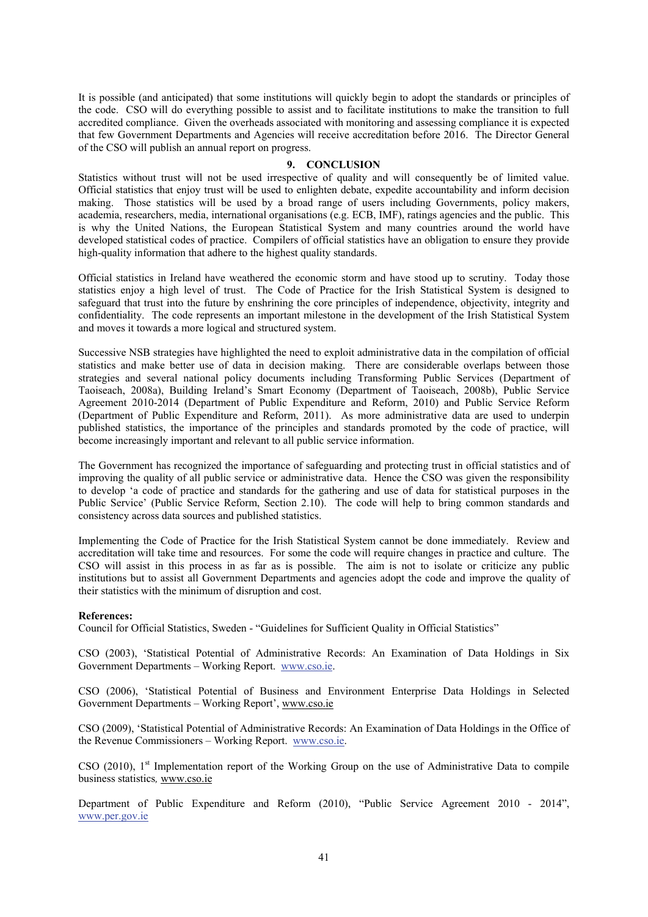It is possible (and anticipated) that some institutions will quickly begin to adopt the standards or principles of the code. CSO will do everything possible to assist and to facilitate institutions to make the transition to full accredited compliance. Given the overheads associated with monitoring and assessing compliance it is expected that few Government Departments and Agencies will receive accreditation before 2016. The Director General of the CSO will publish an annual report on progress.

## 9. CONCLUSION

Statistics without trust will not be used irrespective of quality and will consequently be of limited value. Official statistics that enjoy trust will be used to enlighten debate, expedite accountability and inform decision making. Those statistics will be used by a broad range of users including Governments, policy makers, academia, researchers, media, international organisations (e.g. ECB, IMF), ratings agencies and the public. This is why the United Nations, the European Statistical System and many countries around the world have developed statistical codes of practice. Compilers of official statistics have an obligation to ensure they provide high-quality information that adhere to the highest quality standards.

Official statistics in Ireland have weathered the economic storm and have stood up to scrutiny. Today those statistics enjoy a high level of trust. The Code of Practice for the Irish Statistical System is designed to safeguard that trust into the future by enshrining the core principles of independence, objectivity, integrity and confidentiality. The code represents an important milestone in the development of the Irish Statistical System and moves it towards a more logical and structured system.

Successive NSB strategies have highlighted the need to exploit administrative data in the compilation of official statistics and make better use of data in decision making. There are considerable overlaps between those strategies and several national policy documents including Transforming Public Services (Department of Taoiseach, 2008a), Building Ireland's Smart Economy (Department of Taoiseach, 2008b), Public Service Agreement 2010-2014 (Department of Public Expenditure and Reform, 2010) and Public Service Reform (Department of Public Expenditure and Reform, 2011). As more administrative data are used to underpin published statistics, the importance of the principles and standards promoted by the code of practice, will become increasingly important and relevant to all public service information.

The Government has recognized the importance of safeguarding and protecting trust in official statistics and of improving the quality of all public service or administrative data. Hence the CSO was given the responsibility to develop 'a code of practice and standards for the gathering and use of data for statistical purposes in the Public Service' (Public Service Reform, Section 2.10). The code will help to bring common standards and consistency across data sources and published statistics.

Implementing the Code of Practice for the Irish Statistical System cannot be done immediately. Review and accreditation will take time and resources. For some the code will require changes in practice and culture. The CSO will assist in this process in as far as is possible. The aim is not to isolate or criticize any public institutions but to assist all Government Departments and agencies adopt the code and improve the quality of their statistics with the minimum of disruption and cost.

**References:**

Council for Official Statistics, Sweden - "Guidelines for Sufficient Quality in Official Statistics"

CSO (2003), 'Statistical Potential of Administrative Records: An Examination of Data Holdings in Six Government Departments – Working Report. www.cso.ie.

CSO (2006), 'Statistical Potential of Business and Environment Enterprise Data Holdings in Selected Government Departments – Working Report', www.cso.ie

CSO (2009), 'Statistical Potential of Administrative Records: An Examination of Data Holdings in the Office of the Revenue Commissioners – Working Report. www.cso.ie.

CSO (2010), 1st Implementation report of the Working Group on the use of Administrative Data to compile business statistics, www.cso.ie

Department of Public Expenditure and Reform (2010), "Public Service Agreement 2010 - 2014", www.per.gov.ie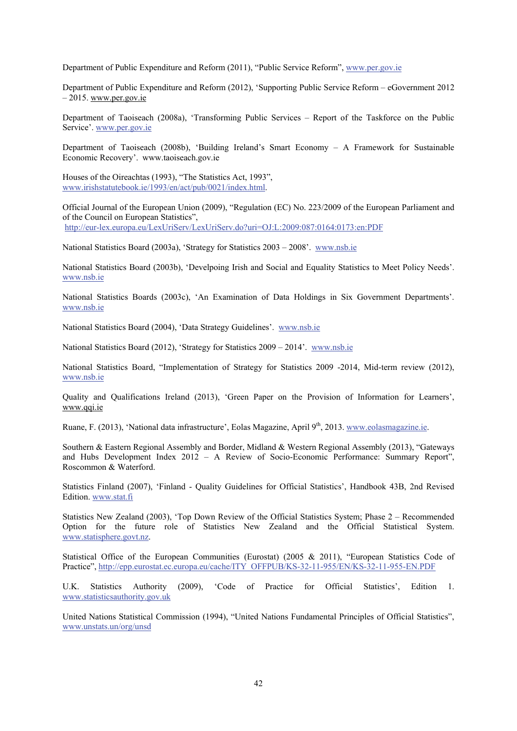Department of Public Expenditure and Reform (2011), "Public Service Reform", www.per.gov.ie

Department of Public Expenditure and Reform (2012), 'Supporting Public Service Reform – eGovernment 2012 – 2015. www.per.gov.ie

Department of Taoiseach (2008a), 'Transforming Public Services – Report of the Taskforce on the Public Service'. www.per.gov.ie

Department of Taoiseach (2008b), 'Building Ireland's Smart Economy – A Framework for Sustainable Economic Recovery'. www.taoiseach.gov.ie

Houses of the Oireachtas (1993), "The Statistics Act, 1993", www.irishstatutebook.ie/1993/en/act/pub/0021/index.html.

Official Journal of the European Union (2009), "Regulation (EC) No. 223/2009 of the European Parliament and of the Council on European Statistics", http://eur-lex.europa.eu/LexUriServ/LexUriServ.do?uri=OJ:L:2009:087:0164:0173:en:PDF

National Statistics Board (2003a), 'Strategy for Statistics 2003 – 2008'. www.nsb.ie

National Statistics Board (2003b), 'Develpoing Irish and Social and Equality Statistics to Meet Policy Needs'. www.nsb.ie

National Statistics Boards (2003c), 'An Examination of Data Holdings in Six Government Departments'. www.nsb.ie

National Statistics Board (2004), 'Data Strategy Guidelines'. www.nsb.ie

National Statistics Board (2012), 'Strategy for Statistics 2009 – 2014'. www.nsb.ie

National Statistics Board, "Implementation of Strategy for Statistics 2009 -2014, Mid-term review (2012), www.nsb.ie

Quality and Qualifications Ireland (2013), 'Green Paper on the Provision of Information for Learners', www.qqi.ie

Ruane, F. (2013), 'National data infrastructure', Eolas Magazine, April 9th, 2013. www.eolasmagazine.ie.

Southern & Eastern Regional Assembly and Border, Midland & Western Regional Assembly (2013), "Gateways and Hubs Development Index 2012 – A Review of Socio-Economic Performance: Summary Report", Roscommon & Waterford.

Statistics Finland (2007), 'Finland - Quality Guidelines for Official Statistics', Handbook 43B, 2nd Revised Edition. www.stat.fi

Statistics New Zealand (2003), 'Top Down Review of the Official Statistics System; Phase 2 – Recommended Option for the future role of Statistics New Zealand and the Official Statistical System. www.statisphere.govt.nz.

Statistical Office of the European Communities (Eurostat) (2005 & 2011), "European Statistics Code of Practice", http://epp.eurostat.ec.europa.eu/cache/ITY_OFFPUB/KS-32-11-955/EN/KS-32-11-955-EN.PDF

U.K. Statistics Authority (2009), 'Code of Practice for Official Statistics', Edition 1. www.statisticsauthority.gov.uk

United Nations Statistical Commission (1994), "United Nations Fundamental Principles of Official Statistics", www.unstats.un/org/unsd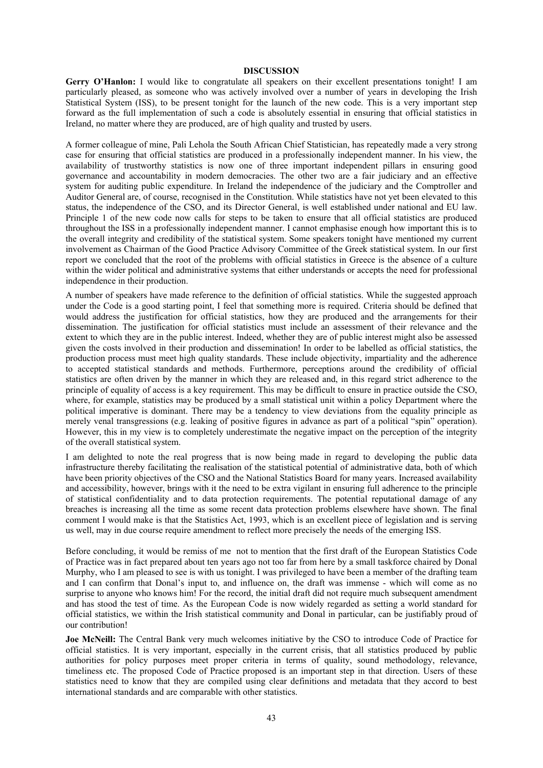## DISCUSSION

**Gerry O'Hanlon:** I would like to congratulate all speakers on their excellent presentations tonight! I am particularly pleased, as someone who was actively involved over a number of years in developing the Irish Statistical System (ISS), to be present tonight for the launch of the new code. This is a very important step forward as the full implementation of such a code is absolutely essential in ensuring that official statistics in Ireland, no matter where they are produced, are of high quality and trusted by users.

A former colleague of mine, Pali Lehola the South African Chief Statistician, has repeatedly made a very strong case for ensuring that official statistics are produced in a professionally independent manner. In his view, the availability of trustworthy statistics is now one of three important independent pillars in ensuring good governance and accountability in modern democracies. The other two are a fair judiciary and an effective system for auditing public expenditure. In Ireland the independence of the judiciary and the Comptroller and Auditor General are, of course, recognised in the Constitution. While statistics have not yet been elevated to this status, the independence of the CSO, and its Director General, is well established under national and EU law. Principle 1 of the new code now calls for steps to be taken to ensure that all official statistics are produced throughout the ISS in a professionally independent manner. I cannot emphasise enough how important this is to the overall integrity and credibility of the statistical system. Some speakers tonight have mentioned my current involvement as Chairman of the Good Practice Advisory Committee of the Greek statistical system. In our first report we concluded that the root of the problems with official statistics in Greece is the absence of a culture within the wider political and administrative systems that either understands or accepts the need for professional independence in their production.

A number of speakers have made reference to the definition of official statistics. While the suggested approach under the Code is a good starting point, I feel that something more is required. Criteria should be defined that would address the justification for official statistics, how they are produced and the arrangements for their dissemination. The justification for official statistics must include an assessment of their relevance and the extent to which they are in the public interest. Indeed, whether they are of public interest might also be assessed given the costs involved in their production and dissemination! In order to be labelled as official statistics, the production process must meet high quality standards. These include objectivity, impartiality and the adherence to accepted statistical standards and methods. Furthermore, perceptions around the credibility of official statistics are often driven by the manner in which they are released and, in this regard strict adherence to the principle of equality of access is a key requirement. This may be difficult to ensure in practice outside the CSO, where, for example, statistics may be produced by a small statistical unit within a policy Department where the political imperative is dominant. There may be a tendency to view deviations from the equality principle as merely venal transgressions (e.g. leaking of positive figures in advance as part of a political "spin" operation). However, this in my view is to completely underestimate the negative impact on the perception of the integrity of the overall statistical system.

I am delighted to note the real progress that is now being made in regard to developing the public data infrastructure thereby facilitating the realisation of the statistical potential of administrative data, both of which have been priority objectives of the CSO and the National Statistics Board for many years. Increased availability and accessibility, however, brings with it the need to be extra vigilant in ensuring full adherence to the principle of statistical confidentiality and to data protection requirements. The potential reputational damage of any breaches is increasing all the time as some recent data protection problems elsewhere have shown. The final comment I would make is that the Statistics Act, 1993, which is an excellent piece of legislation and is serving us well, may in due course require amendment to reflect more precisely the needs of the emerging ISS.

Before concluding, it would be remiss of me not to mention that the first draft of the European Statistics Code of Practice was in fact prepared about ten years ago not too far from here by a small taskforce chaired by Donal Murphy, who I am pleased to see is with us tonight. I was privileged to have been a member of the drafting team and I can confirm that Donal's input to, and influence on, the draft was immense - which will come as no surprise to anyone who knows him! For the record, the initial draft did not require much subsequent amendment and has stood the test of time. As the European Code is now widely regarded as setting a world standard for official statistics, we within the Irish statistical community and Donal in particular, can be justifiably proud of our contribution!

**Joe McNeill:** The Central Bank very much welcomes initiative by the CSO to introduce Code of Practice for official statistics. It is very important, especially in the current crisis, that all statistics produced by public authorities for policy purposes meet proper criteria in terms of quality, sound methodology, relevance, timeliness etc. The proposed Code of Practice proposed is an important step in that direction. Users of these statistics need to know that they are compiled using clear definitions and metadata that they accord to best international standards and are comparable with other statistics.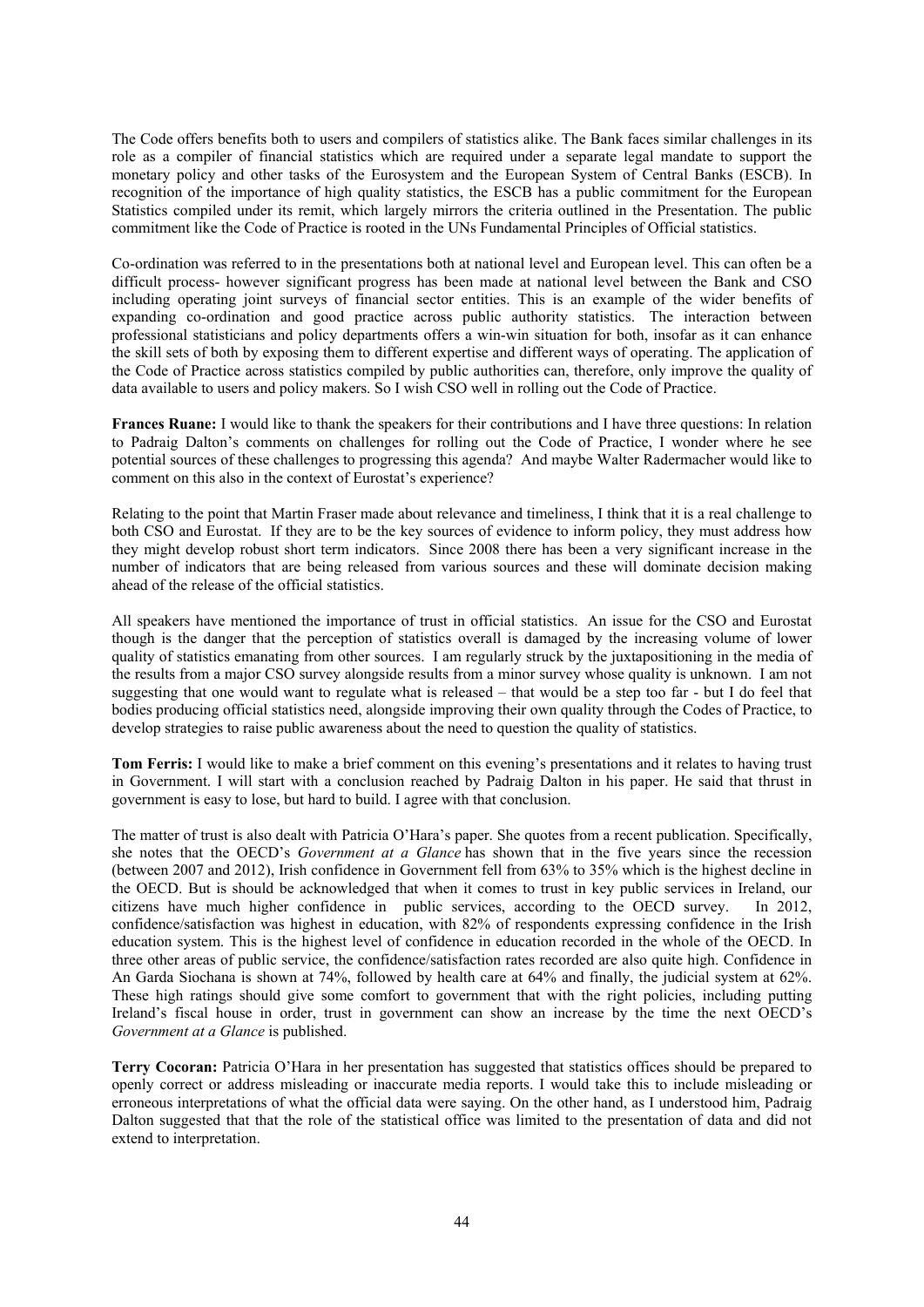The Code offers benefits both to users and compilers of statistics alike. The Bank faces similar challenges in its role as a compiler of financial statistics which are required under a separate legal mandate to support the monetary policy and other tasks of the Eurosystem and the European System of Central Banks (ESCB). In recognition of the importance of high quality statistics, the ESCB has a public commitment for the European Statistics compiled under its remit, which largely mirrors the criteria outlined in the Presentation. The public commitment like the Code of Practice is rooted in the UNs Fundamental Principles of Official statistics.

Co-ordination was referred to in the presentations both at national level and European level. This can often be a difficult process- however significant progress has been made at national level between the Bank and CSO including operating joint surveys of financial sector entities. This is an example of the wider benefits of expanding co-ordination and good practice across public authority statistics. The interaction between professional statisticians and policy departments offers a win-win situation for both, insofar as it can enhance the skill sets of both by exposing them to different expertise and different ways of operating. The application of the Code of Practice across statistics compiled by public authorities can, therefore, only improve the quality of data available to users and policy makers. So I wish CSO well in rolling out the Code of Practice.

**Frances Ruane:** I would like to thank the speakers for their contributions and I have three questions: In relation to Padraig Dalton's comments on challenges for rolling out the Code of Practice, I wonder where he see potential sources of these challenges to progressing this agenda? And maybe Walter Radermacher would like to comment on this also in the context of Eurostat's experience?

Relating to the point that Martin Fraser made about relevance and timeliness, I think that it is a real challenge to both CSO and Eurostat. If they are to be the key sources of evidence to inform policy, they must address how they might develop robust short term indicators. Since 2008 there has been a very significant increase in the number of indicators that are being released from various sources and these will dominate decision making ahead of the release of the official statistics.

All speakers have mentioned the importance of trust in official statistics. An issue for the CSO and Eurostat though is the danger that the perception of statistics overall is damaged by the increasing volume of lower quality of statistics emanating from other sources. I am regularly struck by the juxtapositioning in the media of the results from a major CSO survey alongside results from a minor survey whose quality is unknown. I am not suggesting that one would want to regulate what is released – that would be a step too far - but I do feel that bodies producing official statistics need, alongside improving their own quality through the Codes of Practice, to develop strategies to raise public awareness about the need to question the quality of statistics.

**Tom Ferris:** I would like to make a brief comment on this evening's presentations and it relates to having trust in Government. I will start with a conclusion reached by Padraig Dalton in his paper. He said that thrust in government is easy to lose, but hard to build. I agree with that conclusion.

The matter of trust is also dealt with Patricia O'Hara's paper. She quotes from a recent publication. Specifically, she notes that the OECD's *Government at a Glance* has shown that in the five years since the recession (between 2007 and 2012), Irish confidence in Government fell from 63% to 35% which is the highest decline in the OECD. But is should be acknowledged that when it comes to trust in key public services in Ireland, our citizens have much higher confidence in public services, according to the OECD survey. In 2012, confidence/satisfaction was highest in education, with 82% of respondents expressing confidence in the Irish education system. This is the highest level of confidence in education recorded in the whole of the OECD. In three other areas of public service, the confidence/satisfaction rates recorded are also quite high. Confidence in An Garda Siochana is shown at 74%, followed by health care at 64% and finally, the judicial system at 62%. These high ratings should give some comfort to government that with the right policies, including putting Ireland's fiscal house in order, trust in government can show an increase by the time the next OECD's *Government at a Glance* is published.

**Terry Cocoran:** Patricia O'Hara in her presentation has suggested that statistics offices should be prepared to openly correct or address misleading or inaccurate media reports. I would take this to include misleading or erroneous interpretations of what the official data were saying. On the other hand, as I understood him, Padraig Dalton suggested that that the role of the statistical office was limited to the presentation of data and did not extend to interpretation.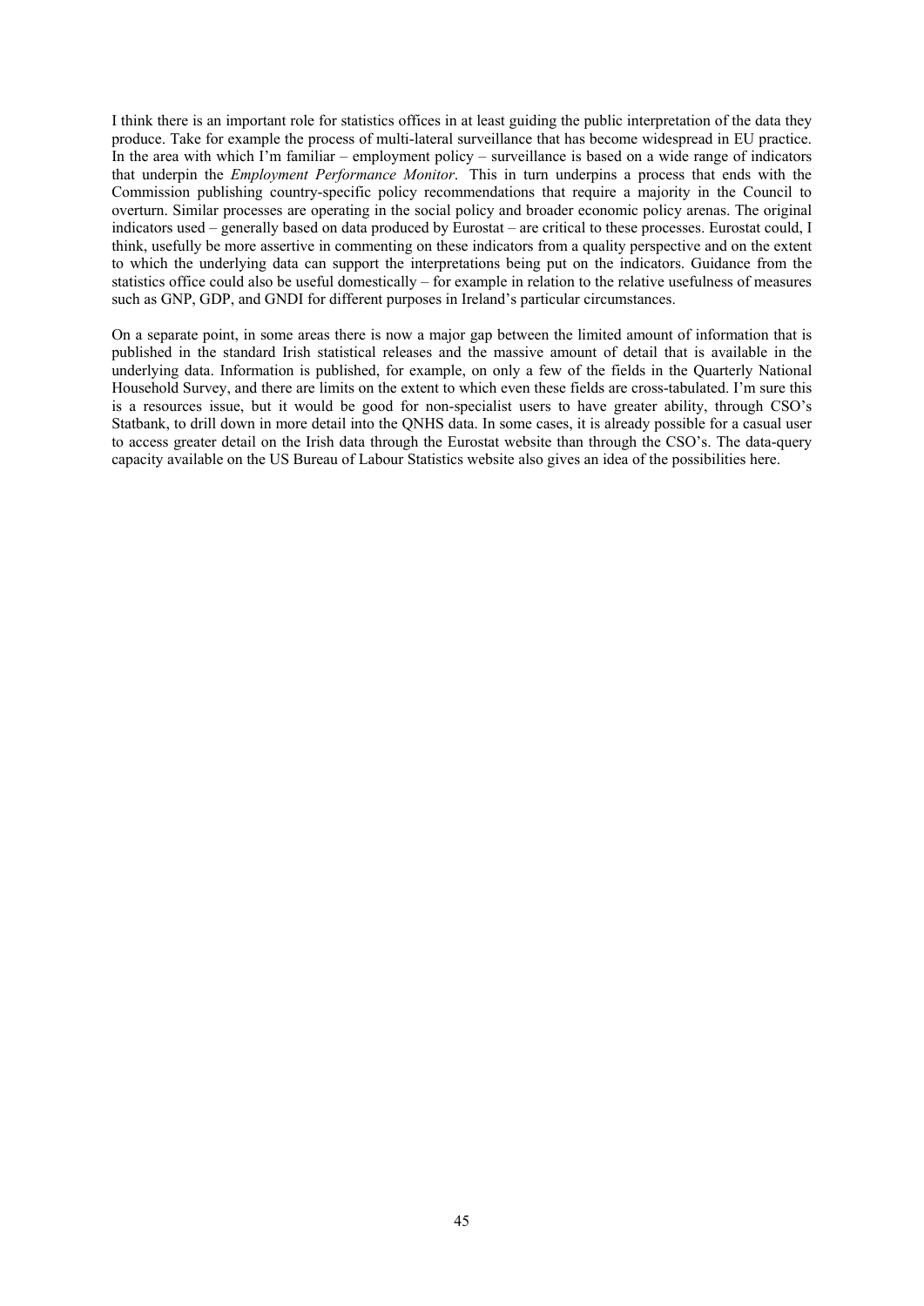I think there is an important role for statistics offices in at least guiding the public interpretation of the data they produce. Take for example the process of multi-lateral surveillance that has become widespread in EU practice. In the area with which I'm familiar – employment policy – surveillance is based on a wide range of indicators that underpin the *Employment Performance Monitor*. This in turn underpins a process that ends with the Commission publishing country-specific policy recommendations that require a majority in the Council to overturn. Similar processes are operating in the social policy and broader economic policy arenas. The original indicators used – generally based on data produced by Eurostat – are critical to these processes. Eurostat could, I think, usefully be more assertive in commenting on these indicators from a quality perspective and on the extent to which the underlying data can support the interpretations being put on the indicators. Guidance from the statistics office could also be useful domestically – for example in relation to the relative usefulness of measures such as GNP, GDP, and GNDI for different purposes in Ireland's particular circumstances.

On a separate point, in some areas there is now a major gap between the limited amount of information that is published in the standard Irish statistical releases and the massive amount of detail that is available in the underlying data. Information is published, for example, on only a few of the fields in the Quarterly National Household Survey, and there are limits on the extent to which even these fields are cross-tabulated. I'm sure this is a resources issue, but it would be good for non-specialist users to have greater ability, through CSO's Statbank, to drill down in more detail into the QNHS data. In some cases, it is already possible for a casual user to access greater detail on the Irish data through the Eurostat website than through the CSO's. The data-query capacity available on the US Bureau of Labour Statistics website also gives an idea of the possibilities here.